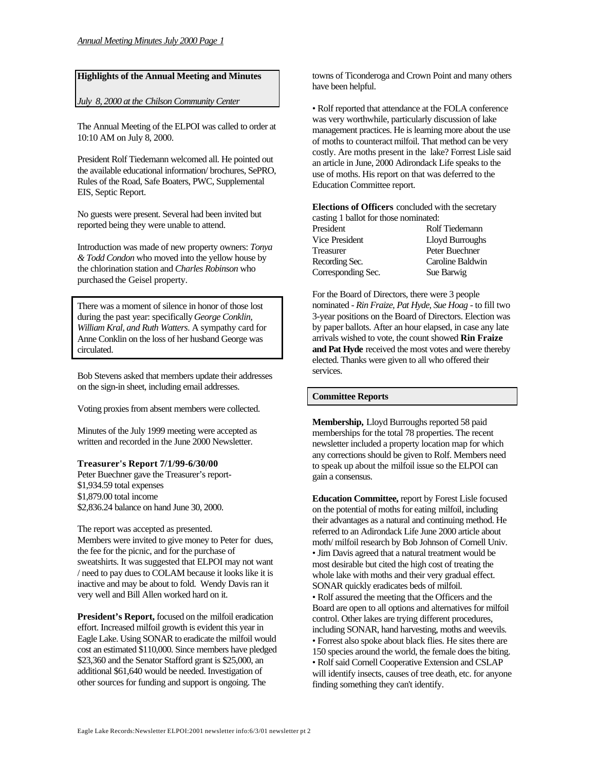## Highlights of the Annual Meeting and Minutes

*July 8, 2000 at the Chilson Community Center*

The Annual Meeting of the ELPOI was called to order at 10:10 AM on July 8, 2000.

President Rolf Tiedemann welcomed all. He pointed out the available educational information/ brochures, SePRO, Rules of the Road, Safe Boaters, PWC, Supplemental EIS, Septic Report.

No guests were present. Several had been invited but reported being they were unable to attend.

Introduction was made of new property owners: *Tonya & Todd Condon* who moved into the yellow house by the chlorination station and *Charles Robinson* who purchased the Geisel property.

There was a moment of silence in honor of those lost during the past year: specifically *George Conklin, William Kral, and Ruth Watters*. A sympathy card for Anne Conklin on the loss of her husband George was circulated.

Bob Stevens asked that members update their addresses on the sign-in sheet, including email addresses.

Voting proxies from absent members were collected.

Minutes of the July 1999 meeting were accepted as written and recorded in the June 2000 Newsletter.

**Treasurer's Report 7/1/99-6/30/00**
Peter Buechner gave the Treasurer's report-
$1,934.59 total expenses
$1,879.00 total income
$2,836.24 balance on hand June 30, 2000.

The report was accepted as presented.
Members were invited to give money to Peter for dues, the fee for the picnic, and for the purchase of sweatshirts. It was suggested that ELPOI may not want / need to pay dues to COLAM because it looks like it is inactive and may be about to fold. Wendy Davis ran it very well and Bill Allen worked hard on it.

**President's Report,** focused on the milfoil eradication effort. Increased milfoil growth is evident this year in Eagle Lake. Using SONAR to eradicate the milfoil would cost an estimated $110,000. Since members have pledged $23,360 and the Senator Stafford grant is $25,000, an additional $61,640 would be needed. Investigation of other sources for funding and support is ongoing. The towns of Ticonderoga and Crown Point and many others have been helpful.

• Rolf reported that attendance at the FOLA conference was very worthwhile, particularly discussion of lake management practices. He is learning more about the use of moths to counteract milfoil. That method can be very costly. Are moths present in the lake? Forrest Lisle said an article in June, 2000 Adirondack Life speaks to the use of moths. His report on that was deferred to the Education Committee report.

**Elections of Officers** concluded with the secretary casting 1 ballot for those nominated:

| | |
|---|---|
| President | Rolf Tiedemann |
| Vice President | Lloyd Burroughs |
| Treasurer | Peter Buechner |
| Recording Sec. | Caroline Baldwin |
| Corresponding Sec. | Sue Barwig |

For the Board of Directors, there were 3 people nominated - *Rin Fraize, Pat Hyde, Sue Hoag* - to fill two 3-year positions on the Board of Directors. Election was by paper ballots. After an hour elapsed, in case any late arrivals wished to vote, the count showed **Rin Fraize and Pat Hyde** received the most votes and were thereby elected. Thanks were given to all who offered their services.

## Committee Reports

**Membership,** Lloyd Burroughs reported 58 paid memberships for the total 78 properties. The recent newsletter included a property location map for which any corrections should be given to Rolf. Members need to speak up about the milfoil issue so the ELPOI can gain a consensus.

**Education Committee,** report by Forest Lisle focused on the potential of moths for eating milfoil, including their advantages as a natural and continuing method. He referred to an Adirondack Life June 2000 article about moth/ milfoil research by Bob Johnson of Cornell Univ.
• Jim Davis agreed that a natural treatment would be most desirable but cited the high cost of treating the whole lake with moths and their very gradual effect. SONAR quickly eradicates beds of milfoil.
• Rolf assured the meeting that the Officers and the Board are open to all options and alternatives for milfoil control. Other lakes are trying different procedures, including SONAR, hand harvesting, moths and weevils.
• Forrest also spoke about black flies. He sites there are 150 species around the world, the female does the biting.
• Rolf said Cornell Cooperative Extension and CSLAP will identify insects, causes of tree death, etc. for anyone finding something they can't identify.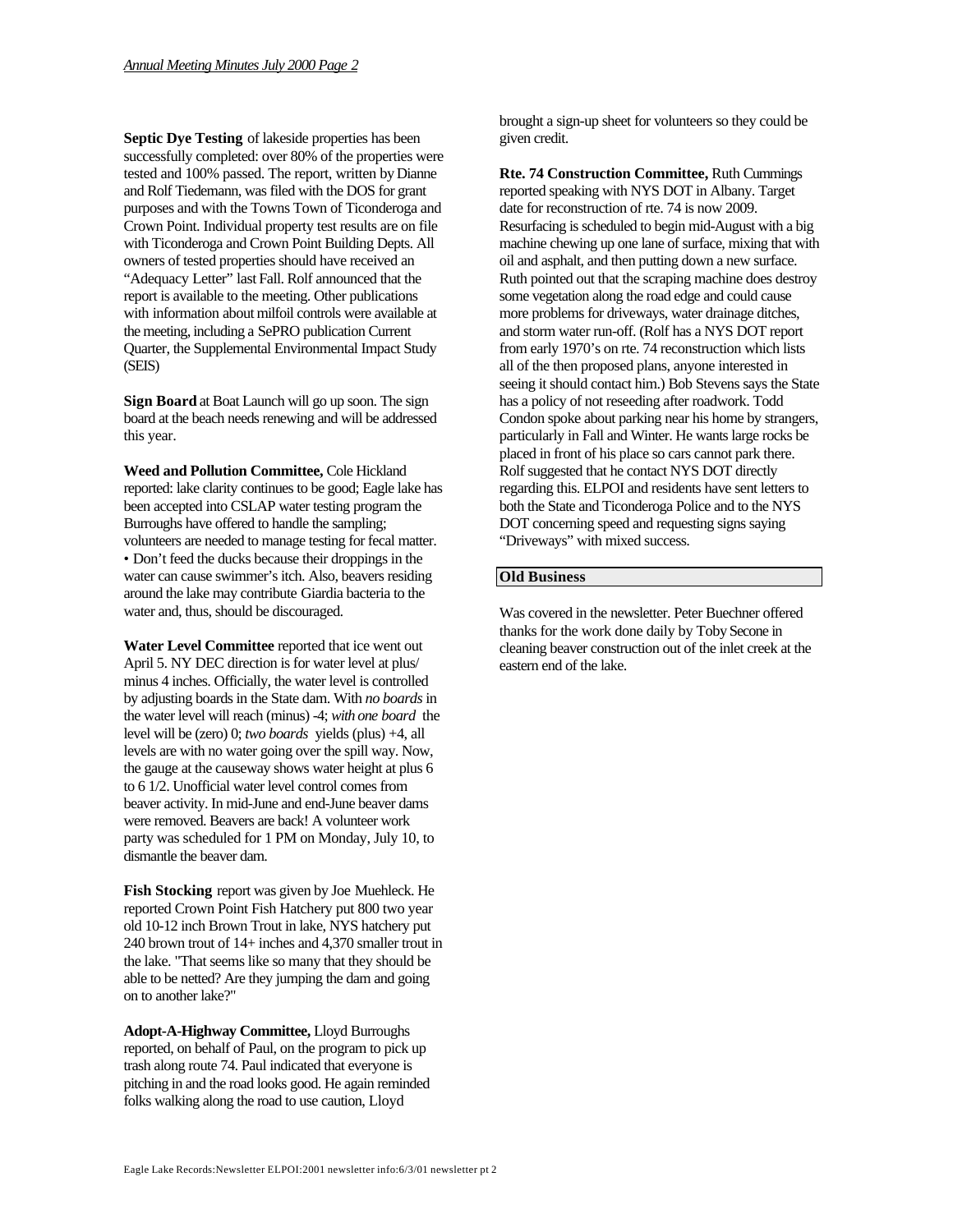**Septic Dye Testing** of lakeside properties has been successfully completed: over 80% of the properties were tested and 100% passed. The report, written by Dianne and Rolf Tiedemann, was filed with the DOS for grant purposes and with the Towns Town of Ticonderoga and Crown Point. Individual property test results are on file with Ticonderoga and Crown Point Building Depts. All owners of tested properties should have received an "Adequacy Letter" last Fall. Rolf announced that the report is available to the meeting. Other publications with information about milfoil controls were available at the meeting, including a SePRO publication Current Quarter, the Supplemental Environmental Impact Study (SEIS)

**Sign Board** at Boat Launch will go up soon. The sign board at the beach needs renewing and will be addressed this year.

**Weed and Pollution Committee,** Cole Hickland reported: lake clarity continues to be good; Eagle lake has been accepted into CSLAP water testing program the Burroughs have offered to handle the sampling; volunteers are needed to manage testing for fecal matter.

• Don't feed the ducks because their droppings in the water can cause swimmer's itch. Also, beavers residing around the lake may contribute Giardia bacteria to the water and, thus, should be discouraged.

**Water Level Committee** reported that ice went out April 5. NY DEC direction is for water level at plus/ minus 4 inches. Officially, the water level is controlled by adjusting boards in the State dam. With *no boards* in the water level will reach (minus) -4; *with one board* the level will be (zero) 0; *two boards* yields (plus) +4, all levels are with no water going over the spill way. Now, the gauge at the causeway shows water height at plus 6 to 6 1/2. Unofficial water level control comes from beaver activity. In mid-June and end-June beaver dams were removed. Beavers are back! A volunteer work party was scheduled for 1 PM on Monday, July 10, to dismantle the beaver dam.

**Fish Stocking** report was given by Joe Muehleck. He reported Crown Point Fish Hatchery put 800 two year old 10-12 inch Brown Trout in lake, NYS hatchery put 240 brown trout of 14+ inches and 4,370 smaller trout in the lake. "That seems like so many that they should be able to be netted? Are they jumping the dam and going on to another lake?"

**Adopt-A-Highway Committee,** Lloyd Burroughs reported, on behalf of Paul, on the program to pick up trash along route 74. Paul indicated that everyone is pitching in and the road looks good. He again reminded folks walking along the road to use caution, Lloyd brought a sign-up sheet for volunteers so they could be given credit.

**Rte. 74 Construction Committee,** Ruth Cummings reported speaking with NYS DOT in Albany. Target date for reconstruction of rte. 74 is now 2009. Resurfacing is scheduled to begin mid-August with a big machine chewing up one lane of surface, mixing that with oil and asphalt, and then putting down a new surface. Ruth pointed out that the scraping machine does destroy some vegetation along the road edge and could cause more problems for driveways, water drainage ditches, and storm water run-off. (Rolf has a NYS DOT report from early 1970's on rte. 74 reconstruction which lists all of the then proposed plans, anyone interested in seeing it should contact him.) Bob Stevens says the State has a policy of not reseeding after roadwork. Todd Condon spoke about parking near his home by strangers, particularly in Fall and Winter. He wants large rocks be placed in front of his place so cars cannot park there. Rolf suggested that he contact NYS DOT directly regarding this. ELPOI and residents have sent letters to both the State and Ticonderoga Police and to the NYS DOT concerning speed and requesting signs saying "Driveways" with mixed success.

## Old Business

Was covered in the newsletter. Peter Buechner offered thanks for the work done daily by Toby Secone in cleaning beaver construction out of the inlet creek at the eastern end of the lake.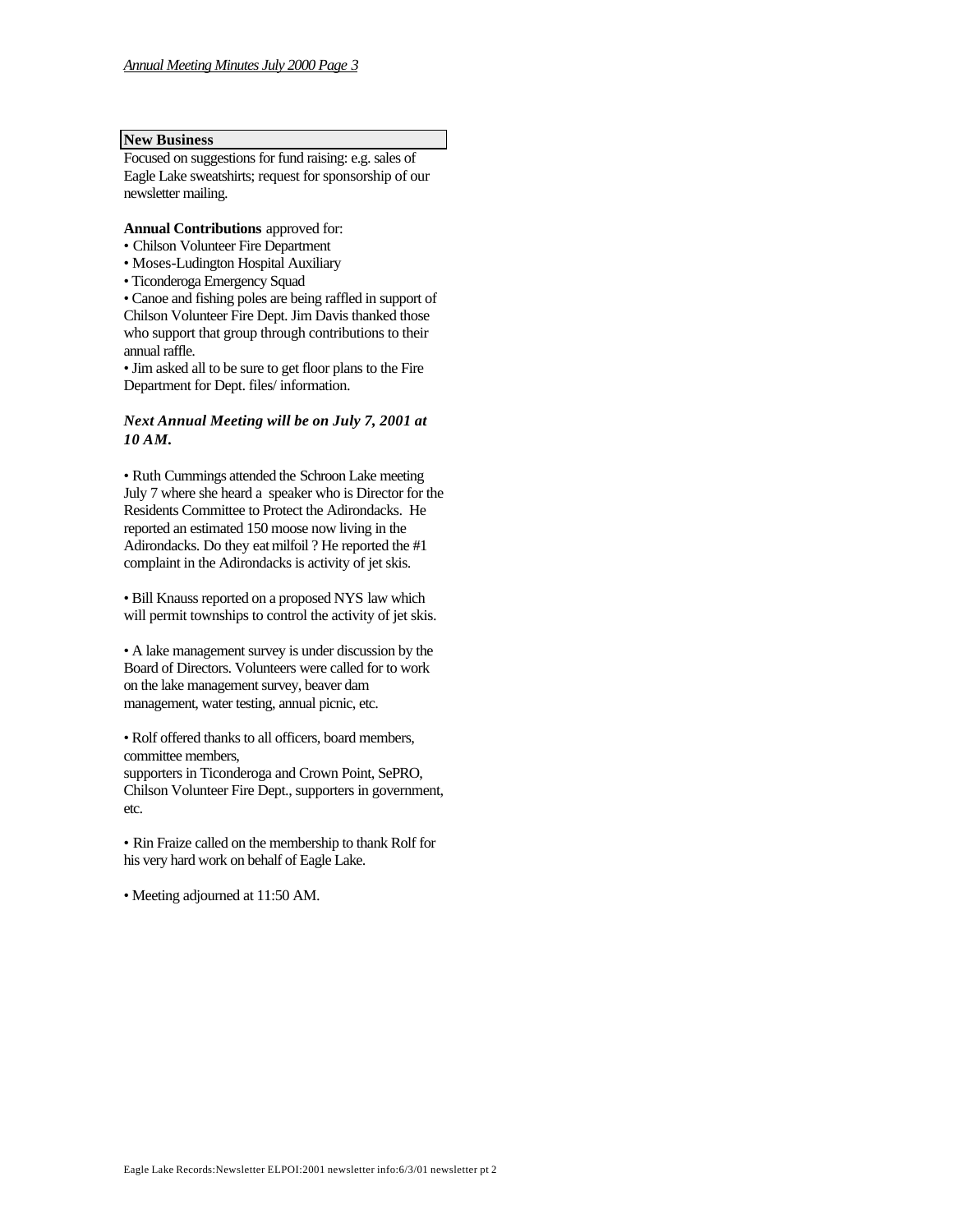## New Business

Focused on suggestions for fund raising: e.g. sales of Eagle Lake sweatshirts; request for sponsorship of our newsletter mailing.

**Annual Contributions** approved for:

- Chilson Volunteer Fire Department
- Moses-Ludington Hospital Auxiliary
- Ticonderoga Emergency Squad
- Canoe and fishing poles are being raffled in support of Chilson Volunteer Fire Dept. Jim Davis thanked those who support that group through contributions to their annual raffle.
- Jim asked all to be sure to get floor plans to the Fire Department for Dept. files/ information.

***Next Annual Meeting will be on July 7, 2001 at 10 AM.***

- Ruth Cummings attended the Schroon Lake meeting July 7 where she heard a speaker who is Director for the Residents Committee to Protect the Adirondacks. He reported an estimated 150 moose now living in the Adirondacks. Do they eat milfoil ? He reported the #1 complaint in the Adirondacks is activity of jet skis.

- Bill Knauss reported on a proposed NYS law which will permit townships to control the activity of jet skis.

- A lake management survey is under discussion by the Board of Directors. Volunteers were called for to work on the lake management survey, beaver dam management, water testing, annual picnic, etc.

- Rolf offered thanks to all officers, board members, committee members, supporters in Ticonderoga and Crown Point, SePRO, Chilson Volunteer Fire Dept., supporters in government, etc.

- Rin Fraize called on the membership to thank Rolf for his very hard work on behalf of Eagle Lake.

- Meeting adjourned at 11:50 AM.